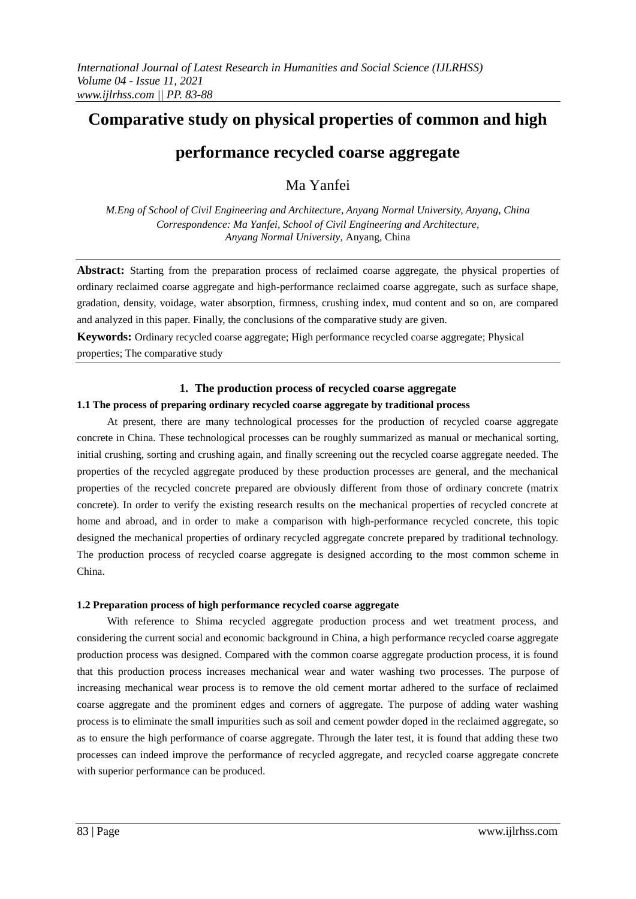# Comparative study on physical properties of common and high performance recycled coarse aggregate

Ma Yanfei

*M.Eng of School of Civil Engineering and Architecture, Anyang Normal University, Anyang, China*
*Correspondence: Ma Yanfei, School of Civil Engineering and Architecture, Anyang Normal University,* Anyang, China

**Abstract:** Starting from the preparation process of reclaimed coarse aggregate, the physical properties of ordinary reclaimed coarse aggregate and high-performance reclaimed coarse aggregate, such as surface shape, gradation, density, voidage, water absorption, firmness, crushing index, mud content and so on, are compared and analyzed in this paper. Finally, the conclusions of the comparative study are given.

**Keywords:** Ordinary recycled coarse aggregate; High performance recycled coarse aggregate; Physical properties; The comparative study

## 1. The production process of recycled coarse aggregate

### 1.1 The process of preparing ordinary recycled coarse aggregate by traditional process

At present, there are many technological processes for the production of recycled coarse aggregate concrete in China. These technological processes can be roughly summarized as manual or mechanical sorting, initial crushing, sorting and crushing again, and finally screening out the recycled coarse aggregate needed. The properties of the recycled aggregate produced by these production processes are general, and the mechanical properties of the recycled concrete prepared are obviously different from those of ordinary concrete (matrix concrete). In order to verify the existing research results on the mechanical properties of recycled concrete at home and abroad, and in order to make a comparison with high-performance recycled concrete, this topic designed the mechanical properties of ordinary recycled aggregate concrete prepared by traditional technology. The production process of recycled coarse aggregate is designed according to the most common scheme in China.

### 1.2 Preparation process of high performance recycled coarse aggregate

With reference to Shima recycled aggregate production process and wet treatment process, and considering the current social and economic background in China, a high performance recycled coarse aggregate production process was designed. Compared with the common coarse aggregate production process, it is found that this production process increases mechanical wear and water washing two processes. The purpose of increasing mechanical wear process is to remove the old cement mortar adhered to the surface of reclaimed coarse aggregate and the prominent edges and corners of aggregate. The purpose of adding water washing process is to eliminate the small impurities such as soil and cement powder doped in the reclaimed aggregate, so as to ensure the high performance of coarse aggregate. Through the later test, it is found that adding these two processes can indeed improve the performance of recycled aggregate, and recycled coarse aggregate concrete with superior performance can be produced.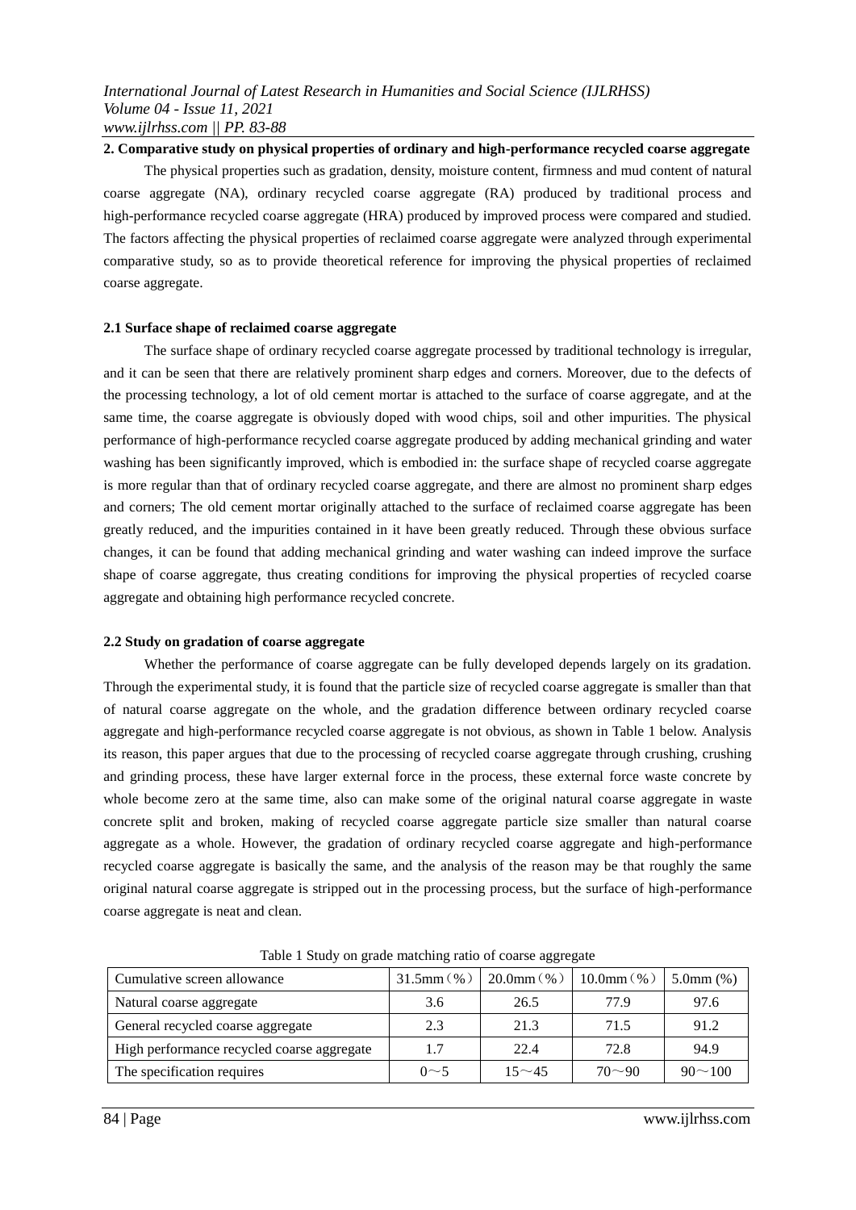## 2. Comparative study on physical properties of ordinary and high-performance recycled coarse aggregate

The physical properties such as gradation, density, moisture content, firmness and mud content of natural coarse aggregate (NA), ordinary recycled coarse aggregate (RA) produced by traditional process and high-performance recycled coarse aggregate (HRA) produced by improved process were compared and studied. The factors affecting the physical properties of reclaimed coarse aggregate were analyzed through experimental comparative study, so as to provide theoretical reference for improving the physical properties of reclaimed coarse aggregate.

### 2.1 Surface shape of reclaimed coarse aggregate

The surface shape of ordinary recycled coarse aggregate processed by traditional technology is irregular, and it can be seen that there are relatively prominent sharp edges and corners. Moreover, due to the defects of the processing technology, a lot of old cement mortar is attached to the surface of coarse aggregate, and at the same time, the coarse aggregate is obviously doped with wood chips, soil and other impurities. The physical performance of high-performance recycled coarse aggregate produced by adding mechanical grinding and water washing has been significantly improved, which is embodied in: the surface shape of recycled coarse aggregate is more regular than that of ordinary recycled coarse aggregate, and there are almost no prominent sharp edges and corners; The old cement mortar originally attached to the surface of reclaimed coarse aggregate has been greatly reduced, and the impurities contained in it have been greatly reduced. Through these obvious surface changes, it can be found that adding mechanical grinding and water washing can indeed improve the surface shape of coarse aggregate, thus creating conditions for improving the physical properties of recycled coarse aggregate and obtaining high performance recycled concrete.

### 2.2 Study on gradation of coarse aggregate

Whether the performance of coarse aggregate can be fully developed depends largely on its gradation. Through the experimental study, it is found that the particle size of recycled coarse aggregate is smaller than that of natural coarse aggregate on the whole, and the gradation difference between ordinary recycled coarse aggregate and high-performance recycled coarse aggregate is not obvious, as shown in Table 1 below. Analysis its reason, this paper argues that due to the processing of recycled coarse aggregate through crushing, crushing and grinding process, these have larger external force in the process, these external force waste concrete by whole become zero at the same time, also can make some of the original natural coarse aggregate in waste concrete split and broken, making of recycled coarse aggregate particle size smaller than natural coarse aggregate as a whole. However, the gradation of ordinary recycled coarse aggregate and high-performance recycled coarse aggregate is basically the same, and the analysis of the reason may be that roughly the same original natural coarse aggregate is stripped out in the processing process, but the surface of high-performance coarse aggregate is neat and clean.

Table 1 Study on grade matching ratio of coarse aggregate

| Cumulative screen allowance | 31.5mm（%） | 20.0mm（%） | 10.0mm（%） | 5.0mm (%) |
|---|---|---|---|---|
| Natural coarse aggregate | 3.6 | 26.5 | 77.9 | 97.6 |
| General recycled coarse aggregate | 2.3 | 21.3 | 71.5 | 91.2 |
| High performance recycled coarse aggregate | 1.7 | 22.4 | 72.8 | 94.9 |
| The specification requires | 0～5 | 15～45 | 70～90 | 90～100 |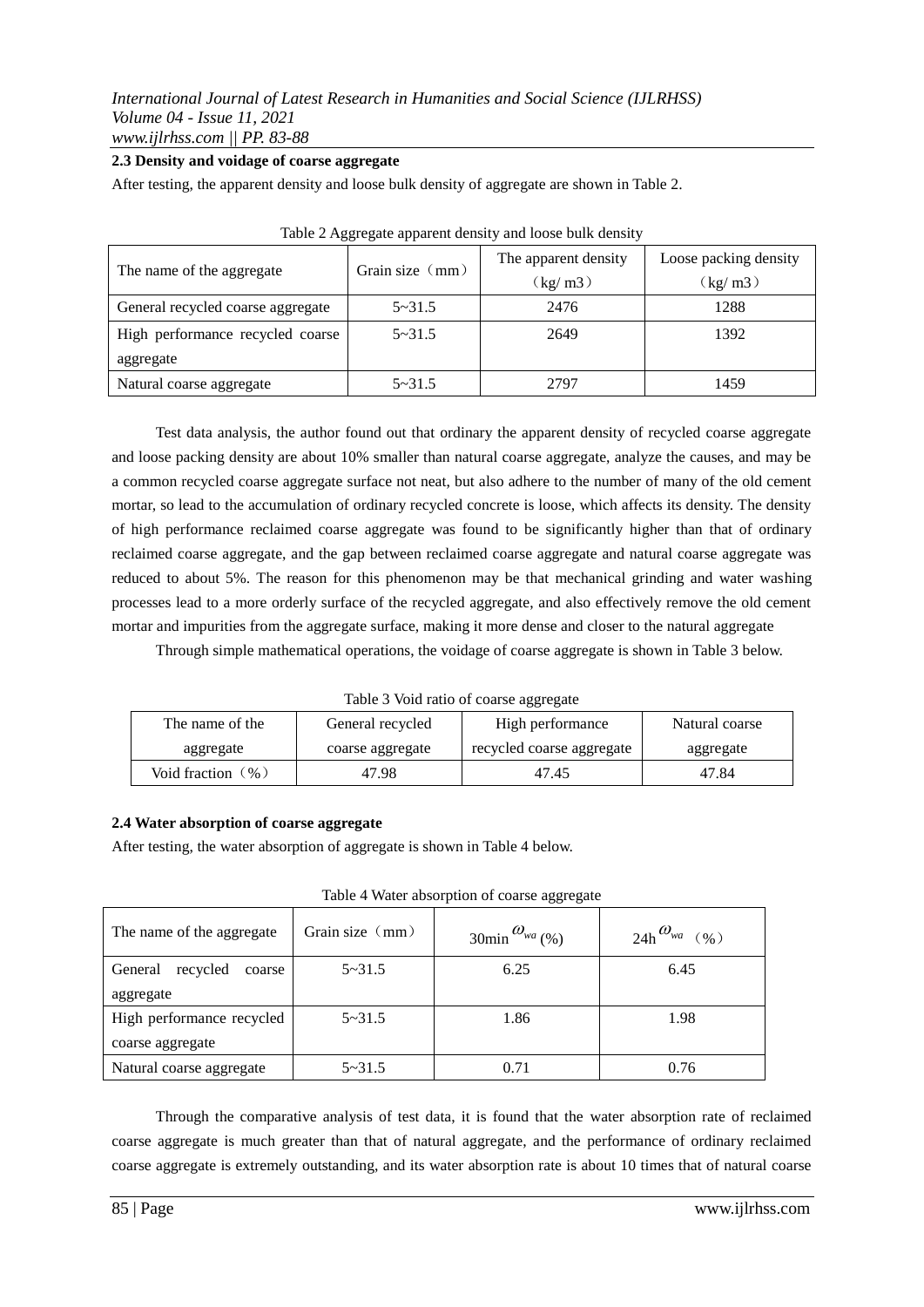### 2.3 Density and voidage of coarse aggregate

After testing, the apparent density and loose bulk density of aggregate are shown in Table 2.

Table 2 Aggregate apparent density and loose bulk density

| The name of the aggregate | Grain size（mm） | The apparent density（kg/ m3） | Loose packing density（kg/ m3） |
|---|---|---|---|
| General recycled coarse aggregate | 5~31.5 | 2476 | 1288 |
| High performance recycled coarse aggregate | 5~31.5 | 2649 | 1392 |
| Natural coarse aggregate | 5~31.5 | 2797 | 1459 |

Test data analysis, the author found out that ordinary the apparent density of recycled coarse aggregate and loose packing density are about 10% smaller than natural coarse aggregate, analyze the causes, and may be a common recycled coarse aggregate surface not neat, but also adhere to the number of many of the old cement mortar, so lead to the accumulation of ordinary recycled concrete is loose, which affects its density. The density of high performance reclaimed coarse aggregate was found to be significantly higher than that of ordinary reclaimed coarse aggregate, and the gap between reclaimed coarse aggregate and natural coarse aggregate was reduced to about 5%. The reason for this phenomenon may be that mechanical grinding and water washing processes lead to a more orderly surface of the recycled aggregate, and also effectively remove the old cement mortar and impurities from the aggregate surface, making it more dense and closer to the natural aggregate

Through simple mathematical operations, the voidage of coarse aggregate is shown in Table 3 below.

Table 3 Void ratio of coarse aggregate

| The name of the aggregate | General recycled coarse aggregate | High performance recycled coarse aggregate | Natural coarse aggregate |
|---|---|---|---|
| Void fraction（%） | 47.98 | 47.45 | 47.84 |

### 2.4 Water absorption of coarse aggregate

After testing, the water absorption of aggregate is shown in Table 4 below.

Table 4 Water absorption of coarse aggregate

| The name of the aggregate | Grain size（mm） | 30min $\omega_{wa}$ (%) | 24h $\omega_{wa}$ （%） |
|---|---|---|---|
| General recycled coarse aggregate | 5~31.5 | 6.25 | 6.45 |
| High performance recycled coarse aggregate | 5~31.5 | 1.86 | 1.98 |
| Natural coarse aggregate | 5~31.5 | 0.71 | 0.76 |

Through the comparative analysis of test data, it is found that the water absorption rate of reclaimed coarse aggregate is much greater than that of natural aggregate, and the performance of ordinary reclaimed coarse aggregate is extremely outstanding, and its water absorption rate is about 10 times that of natural coarse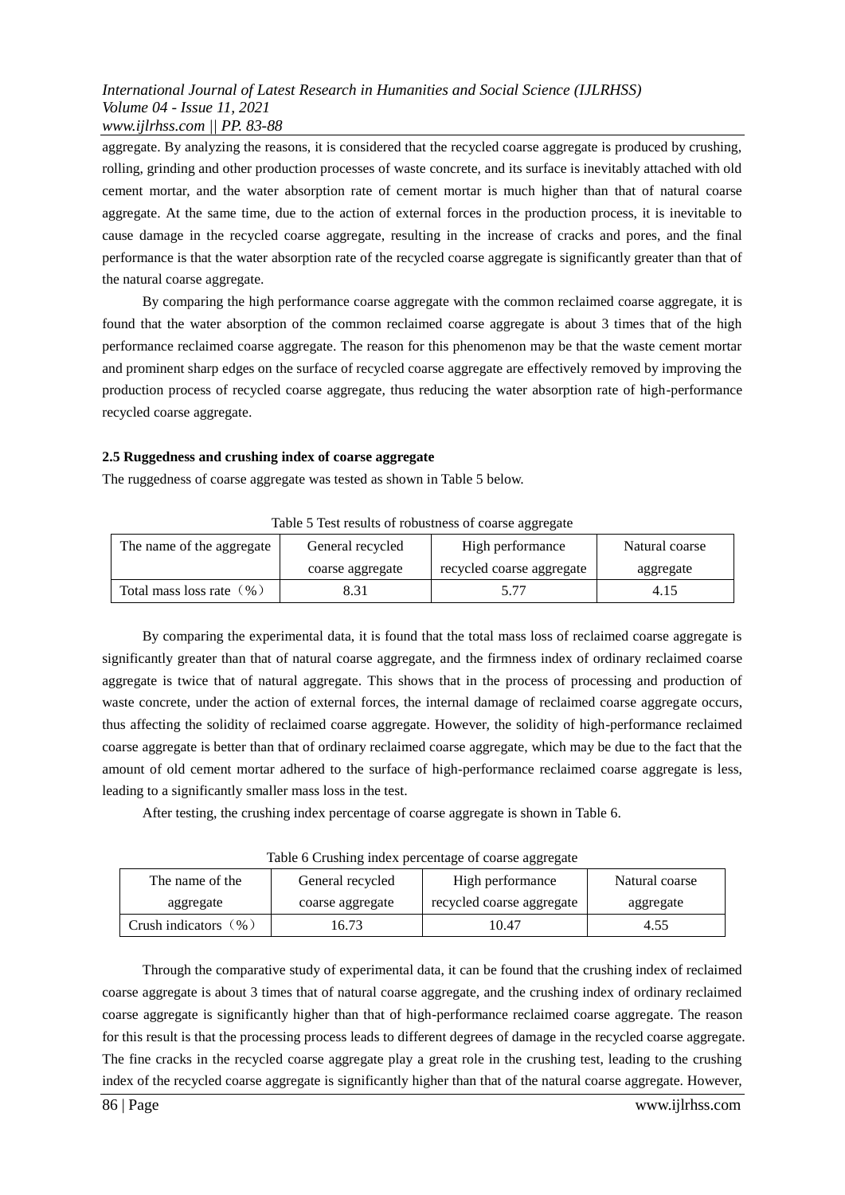aggregate. By analyzing the reasons, it is considered that the recycled coarse aggregate is produced by crushing, rolling, grinding and other production processes of waste concrete, and its surface is inevitably attached with old cement mortar, and the water absorption rate of cement mortar is much higher than that of natural coarse aggregate. At the same time, due to the action of external forces in the production process, it is inevitable to cause damage in the recycled coarse aggregate, resulting in the increase of cracks and pores, and the final performance is that the water absorption rate of the recycled coarse aggregate is significantly greater than that of the natural coarse aggregate.

By comparing the high performance coarse aggregate with the common reclaimed coarse aggregate, it is found that the water absorption of the common reclaimed coarse aggregate is about 3 times that of the high performance reclaimed coarse aggregate. The reason for this phenomenon may be that the waste cement mortar and prominent sharp edges on the surface of recycled coarse aggregate are effectively removed by improving the production process of recycled coarse aggregate, thus reducing the water absorption rate of high-performance recycled coarse aggregate.

### 2.5 Ruggedness and crushing index of coarse aggregate

The ruggedness of coarse aggregate was tested as shown in Table 5 below.

Table 5 Test results of robustness of coarse aggregate

| The name of the aggregate | General recycled coarse aggregate | High performance recycled coarse aggregate | Natural coarse aggregate |
|---|---|---|---|
| Total mass loss rate（%） | 8.31 | 5.77 | 4.15 |

By comparing the experimental data, it is found that the total mass loss of reclaimed coarse aggregate is significantly greater than that of natural coarse aggregate, and the firmness index of ordinary reclaimed coarse aggregate is twice that of natural aggregate. This shows that in the process of processing and production of waste concrete, under the action of external forces, the internal damage of reclaimed coarse aggregate occurs, thus affecting the solidity of reclaimed coarse aggregate. However, the solidity of high-performance reclaimed coarse aggregate is better than that of ordinary reclaimed coarse aggregate, which may be due to the fact that the amount of old cement mortar adhered to the surface of high-performance reclaimed coarse aggregate is less, leading to a significantly smaller mass loss in the test.

After testing, the crushing index percentage of coarse aggregate is shown in Table 6.

Table 6 Crushing index percentage of coarse aggregate

| The name of the aggregate | General recycled coarse aggregate | High performance recycled coarse aggregate | Natural coarse aggregate |
|---|---|---|---|
| Crush indicators（%） | 16.73 | 10.47 | 4.55 |

Through the comparative study of experimental data, it can be found that the crushing index of reclaimed coarse aggregate is about 3 times that of natural coarse aggregate, and the crushing index of ordinary reclaimed coarse aggregate is significantly higher than that of high-performance reclaimed coarse aggregate. The reason for this result is that the processing process leads to different degrees of damage in the recycled coarse aggregate. The fine cracks in the recycled coarse aggregate play a great role in the crushing test, leading to the crushing index of the recycled coarse aggregate is significantly higher than that of the natural coarse aggregate. However,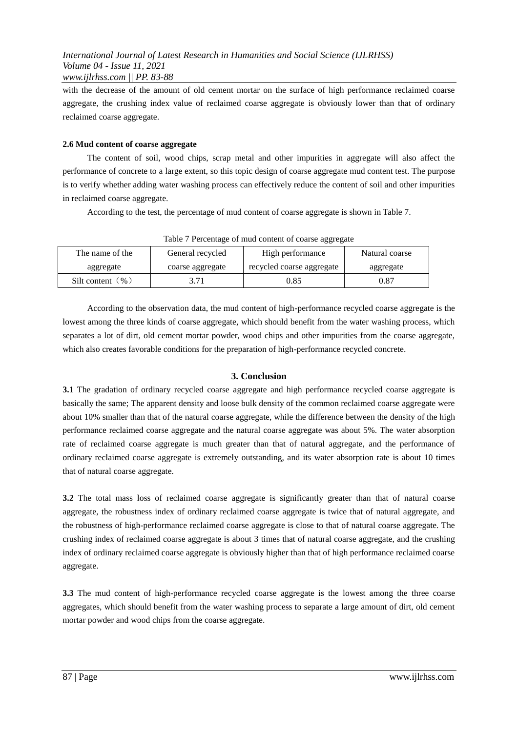with the decrease of the amount of old cement mortar on the surface of high performance reclaimed coarse aggregate, the crushing index value of reclaimed coarse aggregate is obviously lower than that of ordinary reclaimed coarse aggregate.

### 2.6 Mud content of coarse aggregate

The content of soil, wood chips, scrap metal and other impurities in aggregate will also affect the performance of concrete to a large extent, so this topic design of coarse aggregate mud content test. The purpose is to verify whether adding water washing process can effectively reduce the content of soil and other impurities in reclaimed coarse aggregate.

According to the test, the percentage of mud content of coarse aggregate is shown in Table 7.

Table 7 Percentage of mud content of coarse aggregate

| The name of the aggregate | General recycled coarse aggregate | High performance recycled coarse aggregate | Natural coarse aggregate |
|---|---|---|---|
| Silt content（%） | 3.71 | 0.85 | 0.87 |

According to the observation data, the mud content of high-performance recycled coarse aggregate is the lowest among the three kinds of coarse aggregate, which should benefit from the water washing process, which separates a lot of dirt, old cement mortar powder, wood chips and other impurities from the coarse aggregate, which also creates favorable conditions for the preparation of high-performance recycled concrete.

## 3. Conclusion

**3.1** The gradation of ordinary recycled coarse aggregate and high performance recycled coarse aggregate is basically the same; The apparent density and loose bulk density of the common reclaimed coarse aggregate were about 10% smaller than that of the natural coarse aggregate, while the difference between the density of the high performance reclaimed coarse aggregate and the natural coarse aggregate was about 5%. The water absorption rate of reclaimed coarse aggregate is much greater than that of natural aggregate, and the performance of ordinary reclaimed coarse aggregate is extremely outstanding, and its water absorption rate is about 10 times that of natural coarse aggregate.

**3.2** The total mass loss of reclaimed coarse aggregate is significantly greater than that of natural coarse aggregate, the robustness index of ordinary reclaimed coarse aggregate is twice that of natural aggregate, and the robustness of high-performance reclaimed coarse aggregate is close to that of natural coarse aggregate. The crushing index of reclaimed coarse aggregate is about 3 times that of natural coarse aggregate, and the crushing index of ordinary reclaimed coarse aggregate is obviously higher than that of high performance reclaimed coarse aggregate.

**3.3** The mud content of high-performance recycled coarse aggregate is the lowest among the three coarse aggregates, which should benefit from the water washing process to separate a large amount of dirt, old cement mortar powder and wood chips from the coarse aggregate.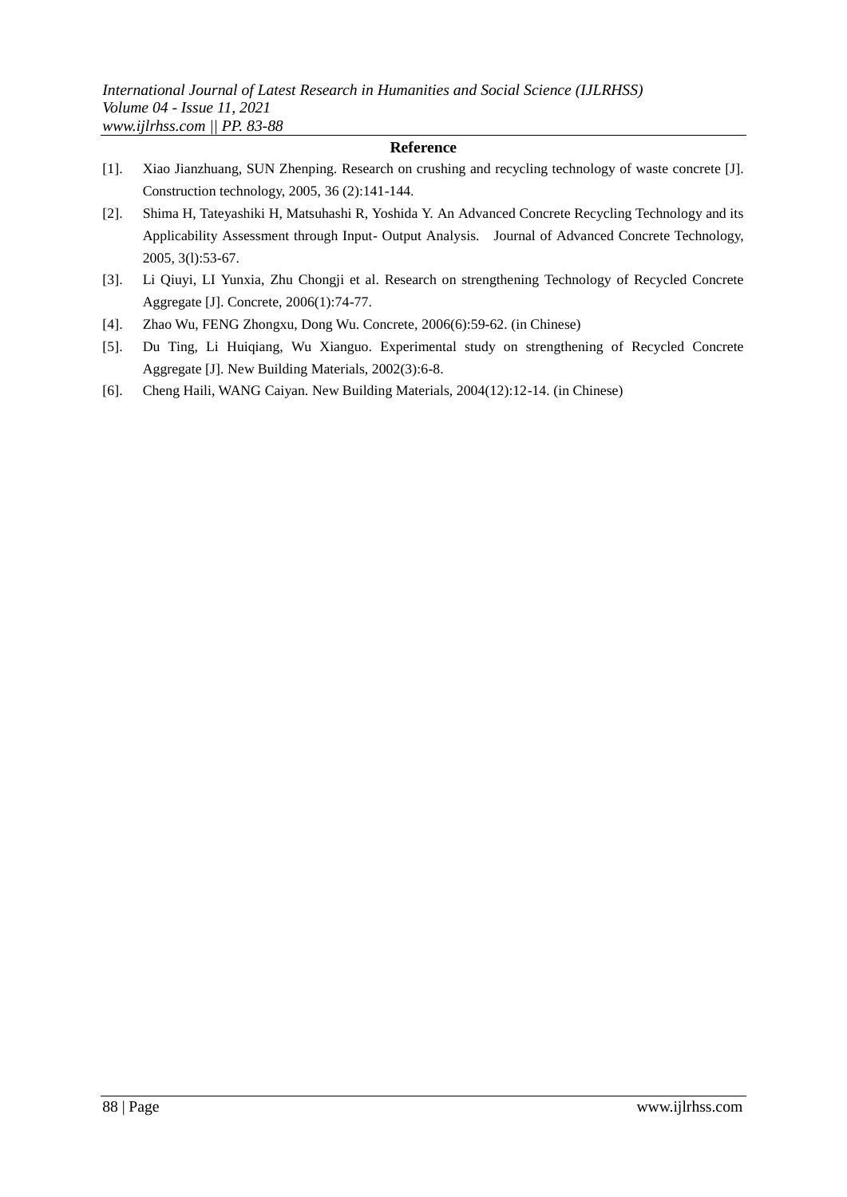## Reference

[1]. Xiao Jianzhuang, SUN Zhenping. Research on crushing and recycling technology of waste concrete [J]. Construction technology, 2005, 36 (2):141-144.

[2]. Shima H, Tateyashiki H, Matsuhashi R, Yoshida Y. An Advanced Concrete Recycling Technology and its Applicability Assessment through Input- Output Analysis. Journal of Advanced Concrete Technology, 2005, 3(l):53-67.

[3]. Li Qiuyi, LI Yunxia, Zhu Chongji et al. Research on strengthening Technology of Recycled Concrete Aggregate [J]. Concrete, 2006(1):74-77.

[4]. Zhao Wu, FENG Zhongxu, Dong Wu. Concrete, 2006(6):59-62. (in Chinese)

[5]. Du Ting, Li Huiqiang, Wu Xianguo. Experimental study on strengthening of Recycled Concrete Aggregate [J]. New Building Materials, 2002(3):6-8.

[6]. Cheng Haili, WANG Caiyan. New Building Materials, 2004(12):12-14. (in Chinese)